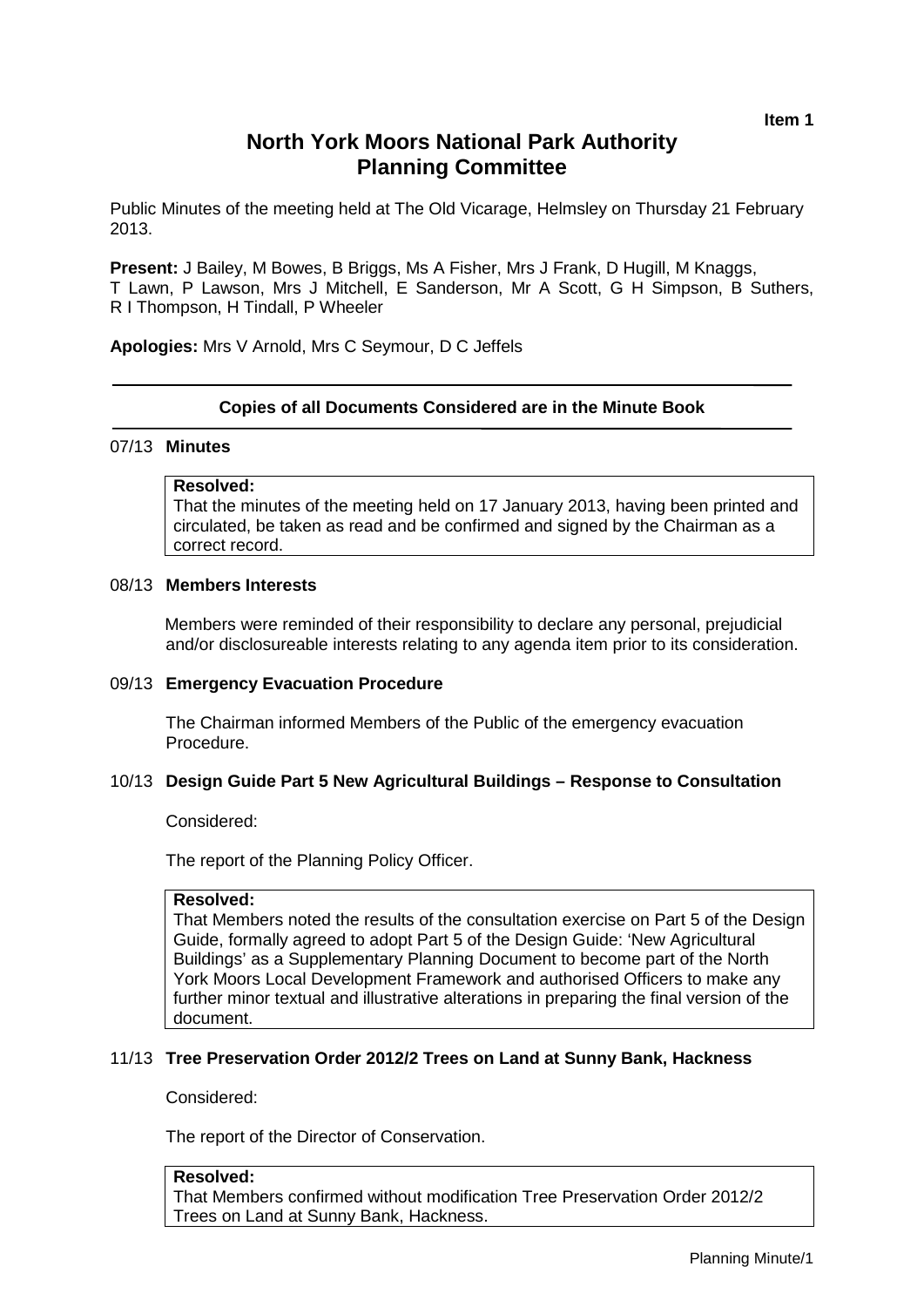**Item 1**

# North York Moors National Park Authority
# Planning Committee

Public Minutes of the meeting held at The Old Vicarage, Helmsley on Thursday 21 February 2013.

**Present:** J Bailey, M Bowes, B Briggs, Ms A Fisher, Mrs J Frank, D Hugill, M Knaggs, T Lawn, P Lawson, Mrs J Mitchell, E Sanderson, Mr A Scott, G H Simpson, B Suthers, R I Thompson, H Tindall, P Wheeler

**Apologies:** Mrs V Arnold, Mrs C Seymour, D C Jeffels

---

**Copies of all Documents Considered are in the Minute Book**

---

### 07/13 Minutes

**Resolved:**
That the minutes of the meeting held on 17 January 2013, having been printed and circulated, be taken as read and be confirmed and signed by the Chairman as a correct record.

### 08/13 Members Interests

Members were reminded of their responsibility to declare any personal, prejudicial and/or disclosureable interests relating to any agenda item prior to its consideration.

### 09/13 Emergency Evacuation Procedure

The Chairman informed Members of the Public of the emergency evacuation Procedure.

### 10/13 Design Guide Part 5 New Agricultural Buildings – Response to Consultation

Considered:

The report of the Planning Policy Officer.

**Resolved:**
That Members noted the results of the consultation exercise on Part 5 of the Design Guide, formally agreed to adopt Part 5 of the Design Guide: 'New Agricultural Buildings' as a Supplementary Planning Document to become part of the North York Moors Local Development Framework and authorised Officers to make any further minor textual and illustrative alterations in preparing the final version of the document.

### 11/13 Tree Preservation Order 2012/2 Trees on Land at Sunny Bank, Hackness

Considered:

The report of the Director of Conservation.

**Resolved:**
That Members confirmed without modification Tree Preservation Order 2012/2 Trees on Land at Sunny Bank, Hackness.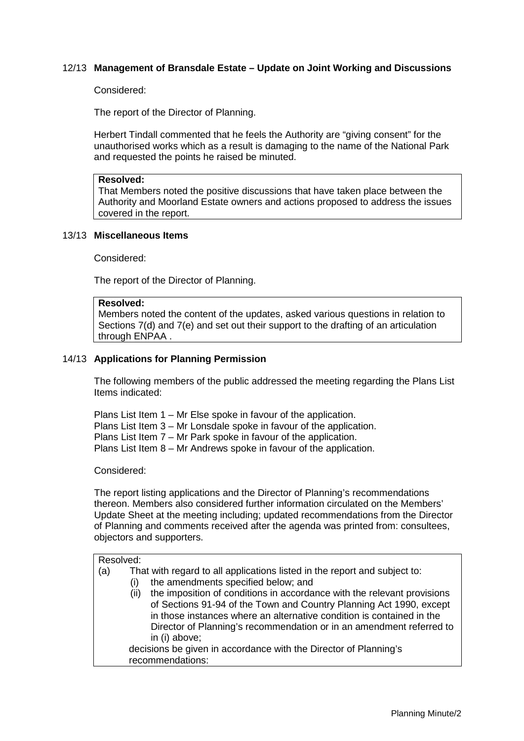## 12/13 Management of Bransdale Estate – Update on Joint Working and Discussions

Considered:

The report of the Director of Planning.

Herbert Tindall commented that he feels the Authority are "giving consent" for the unauthorised works which as a result is damaging to the name of the National Park and requested the points he raised be minuted.

**Resolved:**
That Members noted the positive discussions that have taken place between the Authority and Moorland Estate owners and actions proposed to address the issues covered in the report.

## 13/13 Miscellaneous Items

Considered:

The report of the Director of Planning.

**Resolved:**
Members noted the content of the updates, asked various questions in relation to Sections 7(d) and 7(e) and set out their support to the drafting of an articulation through ENPAA .

## 14/13 Applications for Planning Permission

The following members of the public addressed the meeting regarding the Plans List Items indicated:

Plans List Item 1 – Mr Else spoke in favour of the application.
Plans List Item 3 – Mr Lonsdale spoke in favour of the application.
Plans List Item 7 – Mr Park spoke in favour of the application.
Plans List Item 8 – Mr Andrews spoke in favour of the application.

Considered:

The report listing applications and the Director of Planning's recommendations thereon. Members also considered further information circulated on the Members' Update Sheet at the meeting including; updated recommendations from the Director of Planning and comments received after the agenda was printed from: consultees, objectors and supporters.

Resolved:

(a) That with regard to all applications listed in the report and subject to:
   (i) the amendments specified below; and
   (ii) the imposition of conditions in accordance with the relevant provisions of Sections 91-94 of the Town and Country Planning Act 1990, except in those instances where an alternative condition is contained in the Director of Planning's recommendation or in an amendment referred to in (i) above;

   decisions be given in accordance with the Director of Planning's recommendations: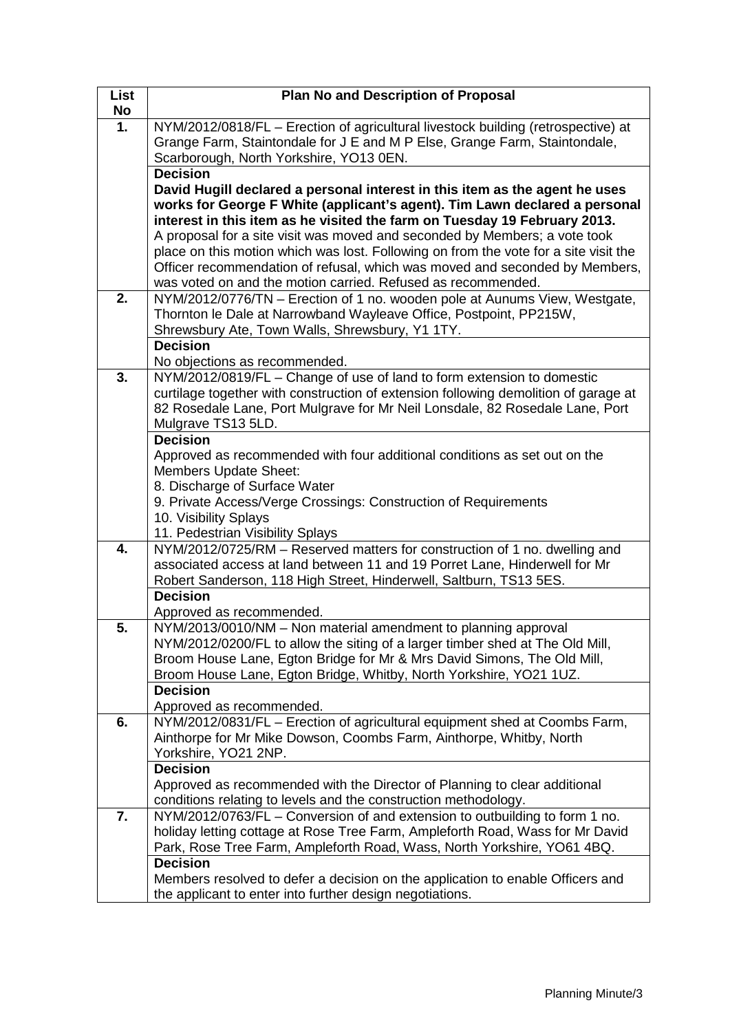| List No | Plan No and Description of Proposal |
|---|---|
| 1. | NYM/2012/0818/FL – Erection of agricultural livestock building (retrospective) at Grange Farm, Staintondale for J E and M P Else, Grange Farm, Staintondale, Scarborough, North Yorkshire, YO13 0EN. |
| | **Decision**<br>**David Hugill declared a personal interest in this item as the agent he uses works for George F White (applicant's agent). Tim Lawn declared a personal interest in this item as he visited the farm on Tuesday 19 February 2013.**<br>A proposal for a site visit was moved and seconded by Members; a vote took place on this motion which was lost. Following on from the vote for a site visit the Officer recommendation of refusal, which was moved and seconded by Members, was voted on and the motion carried. Refused as recommended. |
| 2. | NYM/2012/0776/TN – Erection of 1 no. wooden pole at Aunums View, Westgate, Thornton le Dale at Narrowband Wayleave Office, Postpoint, PP215W, Shrewsbury Ate, Town Walls, Shrewsbury, Y1 1TY. |
| | **Decision**<br>No objections as recommended. |
| 3. | NYM/2012/0819/FL – Change of use of land to form extension to domestic curtilage together with construction of extension following demolition of garage at 82 Rosedale Lane, Port Mulgrave for Mr Neil Lonsdale, 82 Rosedale Lane, Port Mulgrave TS13 5LD. |
| | **Decision**<br>Approved as recommended with four additional conditions as set out on the Members Update Sheet:<br>8. Discharge of Surface Water<br>9. Private Access/Verge Crossings: Construction of Requirements<br>10. Visibility Splays<br>11. Pedestrian Visibility Splays |
| 4. | NYM/2012/0725/RM – Reserved matters for construction of 1 no. dwelling and associated access at land between 11 and 19 Porret Lane, Hinderwell for Mr Robert Sanderson, 118 High Street, Hinderwell, Saltburn, TS13 5ES. |
| | **Decision**<br>Approved as recommended. |
| 5. | NYM/2013/0010/NM – Non material amendment to planning approval NYM/2012/0200/FL to allow the siting of a larger timber shed at The Old Mill, Broom House Lane, Egton Bridge for Mr & Mrs David Simons, The Old Mill, Broom House Lane, Egton Bridge, Whitby, North Yorkshire, YO21 1UZ. |
| | **Decision**<br>Approved as recommended. |
| 6. | NYM/2012/0831/FL – Erection of agricultural equipment shed at Coombs Farm, Ainthorpe for Mr Mike Dowson, Coombs Farm, Ainthorpe, Whitby, North Yorkshire, YO21 2NP. |
| | **Decision**<br>Approved as recommended with the Director of Planning to clear additional conditions relating to levels and the construction methodology. |
| 7. | NYM/2012/0763/FL – Conversion of and extension to outbuilding to form 1 no. holiday letting cottage at Rose Tree Farm, Ampleforth Road, Wass for Mr David Park, Rose Tree Farm, Ampleforth Road, Wass, North Yorkshire, YO61 4BQ. |
| | **Decision**<br>Members resolved to defer a decision on the application to enable Officers and the applicant to enter into further design negotiations. |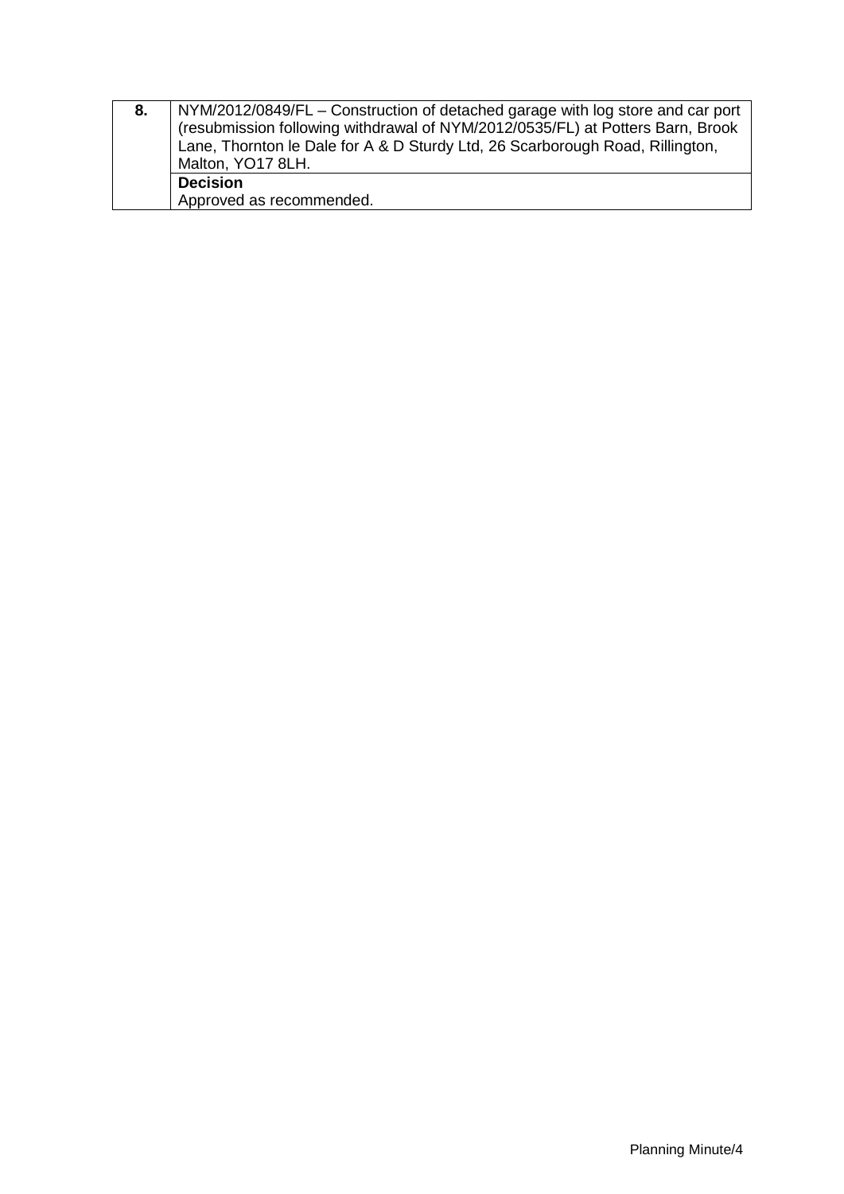| | |
|---|---|
| **8.** | NYM/2012/0849/FL – Construction of detached garage with log store and car port (resubmission following withdrawal of NYM/2012/0535/FL) at Potters Barn, Brook Lane, Thornton le Dale for A & D Sturdy Ltd, 26 Scarborough Road, Rillington, Malton, YO17 8LH. |
| | **Decision**<br>Approved as recommended. |